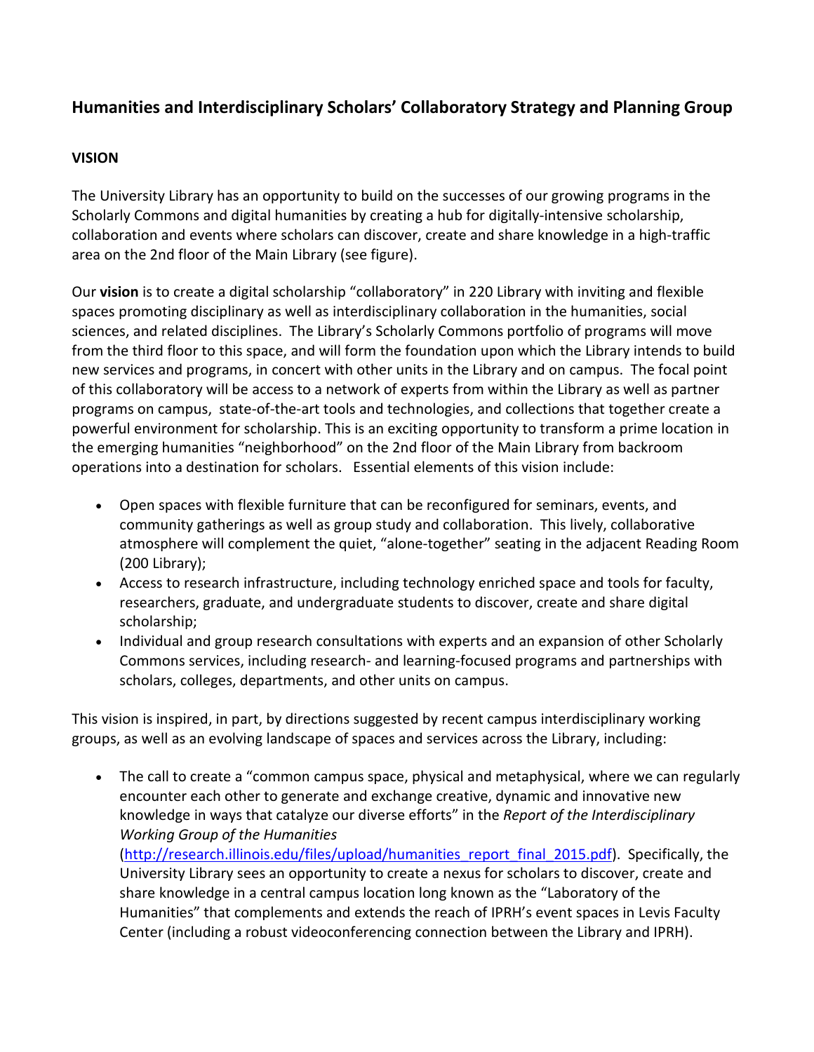## Humanities and Interdisciplinary Scholars' Collaboratory Strategy and Planning Group

### VISION

The University Library has an opportunity to build on the successes of our growing programs in the Scholarly Commons and digital humanities by creating a hub for digitally-intensive scholarship, collaboration and events where scholars can discover, create and share knowledge in a high-traffic area on the 2nd floor of the Main Library (see figure).

Our **vision** is to create a digital scholarship "collaboratory" in 220 Library with inviting and flexible spaces promoting disciplinary as well as interdisciplinary collaboration in the humanities, social sciences, and related disciplines. The Library's Scholarly Commons portfolio of programs will move from the third floor to this space, and will form the foundation upon which the Library intends to build new services and programs, in concert with other units in the Library and on campus. The focal point of this collaboratory will be access to a network of experts from within the Library as well as partner programs on campus, state-of-the-art tools and technologies, and collections that together create a powerful environment for scholarship. This is an exciting opportunity to transform a prime location in the emerging humanities "neighborhood" on the 2nd floor of the Main Library from backroom operations into a destination for scholars. Essential elements of this vision include:

- Open spaces with flexible furniture that can be reconfigured for seminars, events, and community gatherings as well as group study and collaboration. This lively, collaborative atmosphere will complement the quiet, "alone-together" seating in the adjacent Reading Room (200 Library);
- Access to research infrastructure, including technology enriched space and tools for faculty, researchers, graduate, and undergraduate students to discover, create and share digital scholarship;
- Individual and group research consultations with experts and an expansion of other Scholarly Commons services, including research- and learning-focused programs and partnerships with scholars, colleges, departments, and other units on campus.

This vision is inspired, in part, by directions suggested by recent campus interdisciplinary working groups, as well as an evolving landscape of spaces and services across the Library, including:

- The call to create a "common campus space, physical and metaphysical, where we can regularly encounter each other to generate and exchange creative, dynamic and innovative new knowledge in ways that catalyze our diverse efforts" in the *Report of the Interdisciplinary Working Group of the Humanities* (http://research.illinois.edu/files/upload/humanities_report_final_2015.pdf). Specifically, the University Library sees an opportunity to create a nexus for scholars to discover, create and share knowledge in a central campus location long known as the "Laboratory of the Humanities" that complements and extends the reach of IPRH's event spaces in Levis Faculty Center (including a robust videoconferencing connection between the Library and IPRH).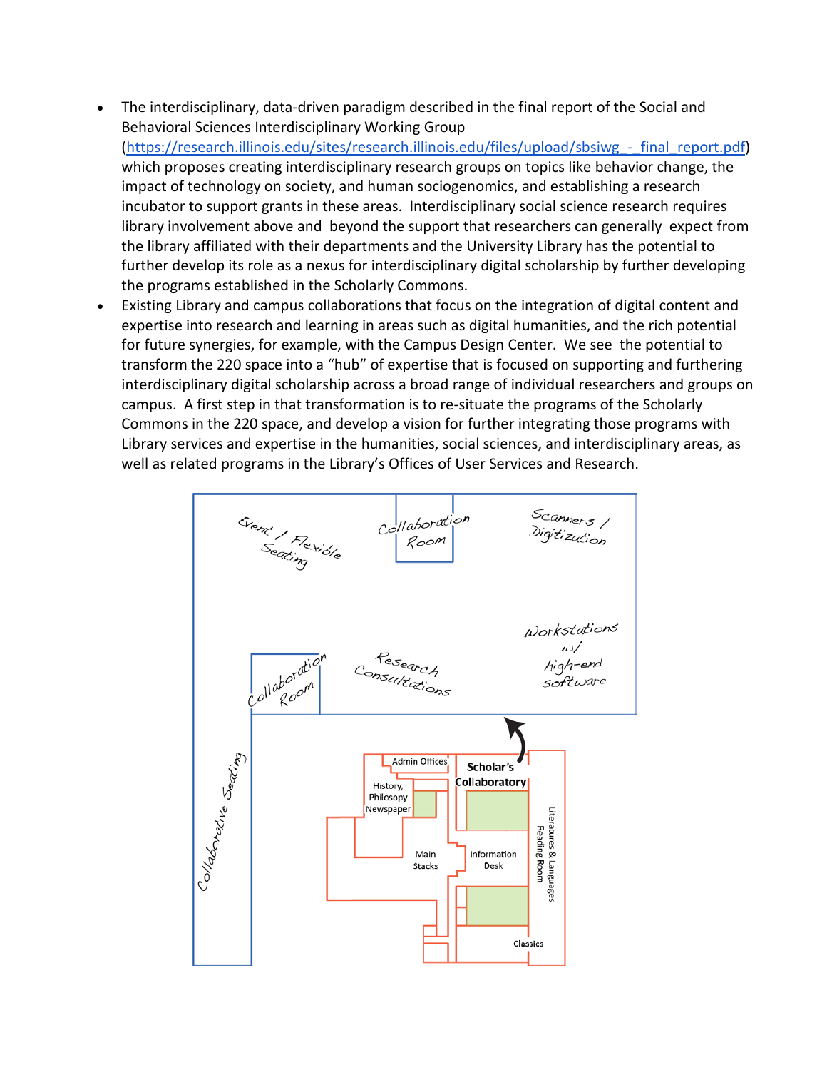- The interdisciplinary, data-driven paradigm described in the final report of the Social and Behavioral Sciences Interdisciplinary Working Group (https://research.illinois.edu/sites/research.illinois.edu/files/upload/sbsiwg_-_final_report.pdf) which proposes creating interdisciplinary research groups on topics like behavior change, the impact of technology on society, and human sociogenomics, and establishing a research incubator to support grants in these areas. Interdisciplinary social science research requires library involvement above and beyond the support that researchers can generally expect from the library affiliated with their departments and the University Library has the potential to further develop its role as a nexus for interdisciplinary digital scholarship by further developing the programs established in the Scholarly Commons.
- Existing Library and campus collaborations that focus on the integration of digital content and expertise into research and learning in areas such as digital humanities, and the rich potential for future synergies, for example, with the Campus Design Center. We see the potential to transform the 220 space into a "hub" of expertise that is focused on supporting and furthering interdisciplinary digital scholarship across a broad range of individual researchers and groups on campus. A first step in that transformation is to re-situate the programs of the Scholarly Commons in the 220 space, and develop a vision for further integrating those programs with Library services and expertise in the humanities, social sciences, and interdisciplinary areas, as well as related programs in the Library's Offices of User Services and Research.

Event / Flexible Seating | Collaboration Room | Scanners / Digitization | Workstations w/ high-end software | Collaboration Room | Research Consultations | Collaborative Seating

Admin Offices | History, Philosopy Newspaper | Scholar's Collaboratory | Main Stacks | Information Desk | Literatures & Languages Reading Room | Classics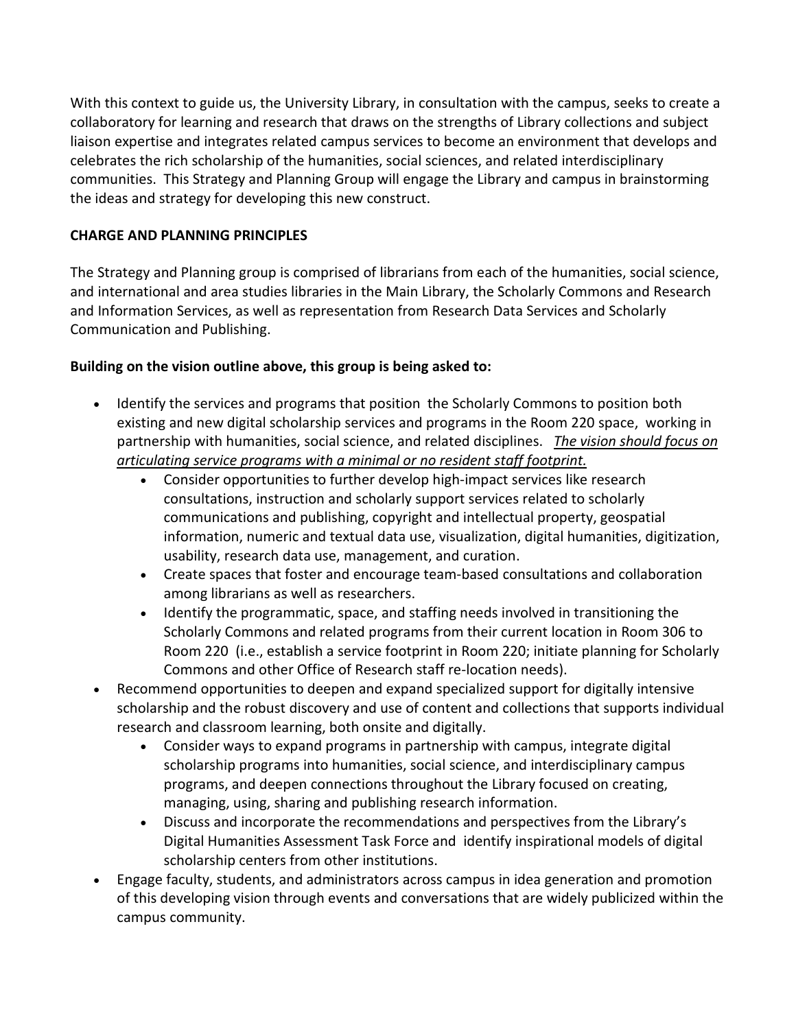With this context to guide us, the University Library, in consultation with the campus, seeks to create a collaboratory for learning and research that draws on the strengths of Library collections and subject liaison expertise and integrates related campus services to become an environment that develops and celebrates the rich scholarship of the humanities, social sciences, and related interdisciplinary communities. This Strategy and Planning Group will engage the Library and campus in brainstorming the ideas and strategy for developing this new construct.

**CHARGE AND PLANNING PRINCIPLES**

The Strategy and Planning group is comprised of librarians from each of the humanities, social science, and international and area studies libraries in the Main Library, the Scholarly Commons and Research and Information Services, as well as representation from Research Data Services and Scholarly Communication and Publishing.

**Building on the vision outline above, this group is being asked to:**

- Identify the services and programs that position the Scholarly Commons to position both existing and new digital scholarship services and programs in the Room 220 space, working in partnership with humanities, social science, and related disciplines. ***The vision should focus on articulating service programs with a minimal or no resident staff footprint.***
    - Consider opportunities to further develop high-impact services like research consultations, instruction and scholarly support services related to scholarly communications and publishing, copyright and intellectual property, geospatial information, numeric and textual data use, visualization, digital humanities, digitization, usability, research data use, management, and curation.
    - Create spaces that foster and encourage team-based consultations and collaboration among librarians as well as researchers.
    - Identify the programmatic, space, and staffing needs involved in transitioning the Scholarly Commons and related programs from their current location in Room 306 to Room 220 (i.e., establish a service footprint in Room 220; initiate planning for Scholarly Commons and other Office of Research staff re-location needs).
- Recommend opportunities to deepen and expand specialized support for digitally intensive scholarship and the robust discovery and use of content and collections that supports individual research and classroom learning, both onsite and digitally.
    - Consider ways to expand programs in partnership with campus, integrate digital scholarship programs into humanities, social science, and interdisciplinary campus programs, and deepen connections throughout the Library focused on creating, managing, using, sharing and publishing research information.
    - Discuss and incorporate the recommendations and perspectives from the Library's Digital Humanities Assessment Task Force and identify inspirational models of digital scholarship centers from other institutions.
- Engage faculty, students, and administrators across campus in idea generation and promotion of this developing vision through events and conversations that are widely publicized within the campus community.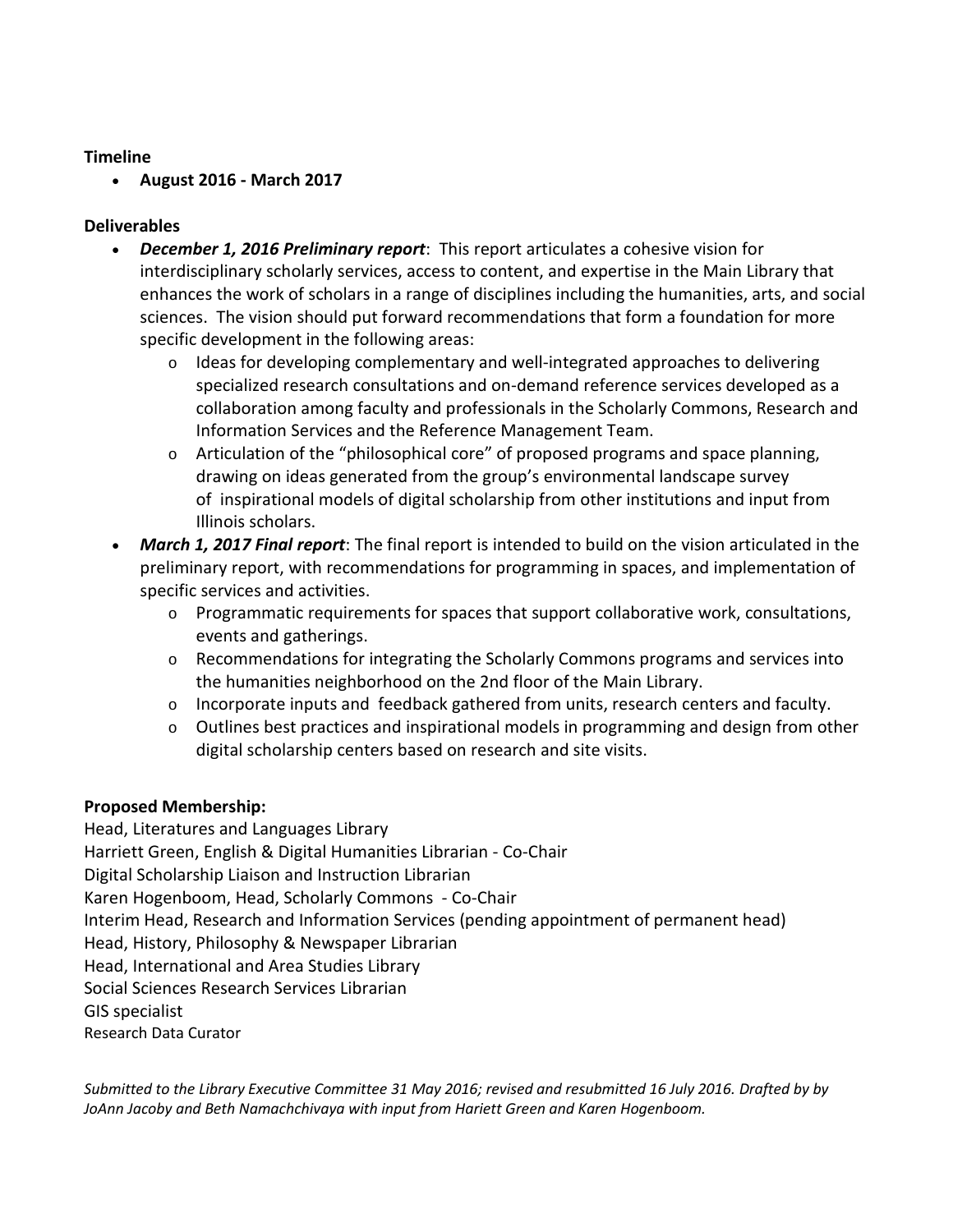**Timeline**

- **August 2016 - March 2017**

**Deliverables**

- ***December 1, 2016 Preliminary report***: This report articulates a cohesive vision for interdisciplinary scholarly services, access to content, and expertise in the Main Library that enhances the work of scholars in a range of disciplines including the humanities, arts, and social sciences. The vision should put forward recommendations that form a foundation for more specific development in the following areas:
  - Ideas for developing complementary and well-integrated approaches to delivering specialized research consultations and on-demand reference services developed as a collaboration among faculty and professionals in the Scholarly Commons, Research and Information Services and the Reference Management Team.
  - Articulation of the "philosophical core" of proposed programs and space planning, drawing on ideas generated from the group's environmental landscape survey of inspirational models of digital scholarship from other institutions and input from Illinois scholars.
- ***March 1, 2017 Final report***: The final report is intended to build on the vision articulated in the preliminary report, with recommendations for programming in spaces, and implementation of specific services and activities.
  - Programmatic requirements for spaces that support collaborative work, consultations, events and gatherings.
  - Recommendations for integrating the Scholarly Commons programs and services into the humanities neighborhood on the 2nd floor of the Main Library.
  - Incorporate inputs and feedback gathered from units, research centers and faculty.
  - Outlines best practices and inspirational models in programming and design from other digital scholarship centers based on research and site visits.

**Proposed Membership:**

Head, Literatures and Languages Library
Harriett Green, English & Digital Humanities Librarian - Co-Chair
Digital Scholarship Liaison and Instruction Librarian
Karen Hogenboom, Head, Scholarly Commons - Co-Chair
Interim Head, Research and Information Services (pending appointment of permanent head)
Head, History, Philosophy & Newspaper Librarian
Head, International and Area Studies Library
Social Sciences Research Services Librarian
GIS specialist
Research Data Curator

*Submitted to the Library Executive Committee 31 May 2016; revised and resubmitted 16 July 2016. Drafted by by JoAnn Jacoby and Beth Namachchivaya with input from Hariett Green and Karen Hogenboom.*